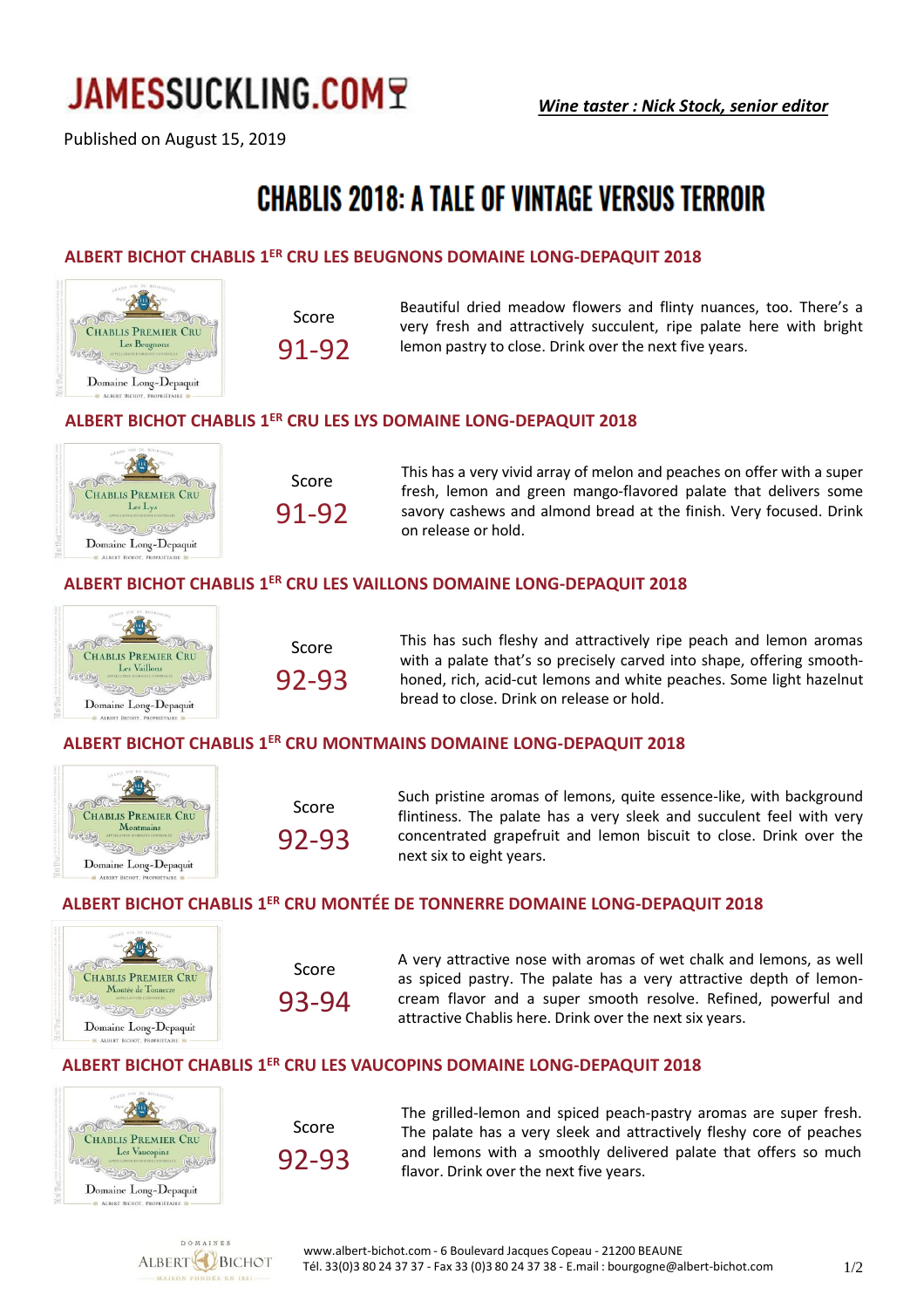JAMESSUCKLING.COM

***Wine taster : Nick Stock, senior editor***

Published on August 15, 2019

# CHABLIS 2018: A TALE OF VINTAGE VERSUS TERROIR

## ALBERT BICHOT CHABLIS 1ER CRU LES BEUGNONS DOMAINE LONG-DEPAQUIT 2018

Score
91-92

Beautiful dried meadow flowers and flinty nuances, too. There's a very fresh and attractively succulent, ripe palate here with bright lemon pastry to close. Drink over the next five years.

## ALBERT BICHOT CHABLIS 1ER CRU LES LYS DOMAINE LONG-DEPAQUIT 2018

Score
91-92

This has a very vivid array of melon and peaches on offer with a super fresh, lemon and green mango-flavored palate that delivers some savory cashews and almond bread at the finish. Very focused. Drink on release or hold.

## ALBERT BICHOT CHABLIS 1ER CRU LES VAILLONS DOMAINE LONG-DEPAQUIT 2018

Score
92-93

This has such fleshy and attractively ripe peach and lemon aromas with a palate that's so precisely carved into shape, offering smooth-honed, rich, acid-cut lemons and white peaches. Some light hazelnut bread to close. Drink on release or hold.

## ALBERT BICHOT CHABLIS 1ER CRU MONTMAINS DOMAINE LONG-DEPAQUIT 2018

Score
92-93

Such pristine aromas of lemons, quite essence-like, with background flintiness. The palate has a very sleek and succulent feel with very concentrated grapefruit and lemon biscuit to close. Drink over the next six to eight years.

## ALBERT BICHOT CHABLIS 1ER CRU MONTÉE DE TONNERRE DOMAINE LONG-DEPAQUIT 2018

Score
93-94

A very attractive nose with aromas of wet chalk and lemons, as well as spiced pastry. The palate has a very attractive depth of lemon-cream flavor and a super smooth resolve. Refined, powerful and attractive Chablis here. Drink over the next six years.

## ALBERT BICHOT CHABLIS 1ER CRU LES VAUCOPINS DOMAINE LONG-DEPAQUIT 2018

Score
92-93

The grilled-lemon and spiced peach-pastry aromas are super fresh. The palate has a very sleek and attractively fleshy core of peaches and lemons with a smoothly delivered palate that offers so much flavor. Drink over the next five years.

DOMAINES ALBERT BICHOT – MAISON FONDÉE EN 1831

www.albert-bichot.com - 6 Boulevard Jacques Copeau - 21200 BEAUNE
Tél. 33(0)3 80 24 37 37 - Fax 33 (0)3 80 24 37 38 - E.mail : bourgogne@albert-bichot.com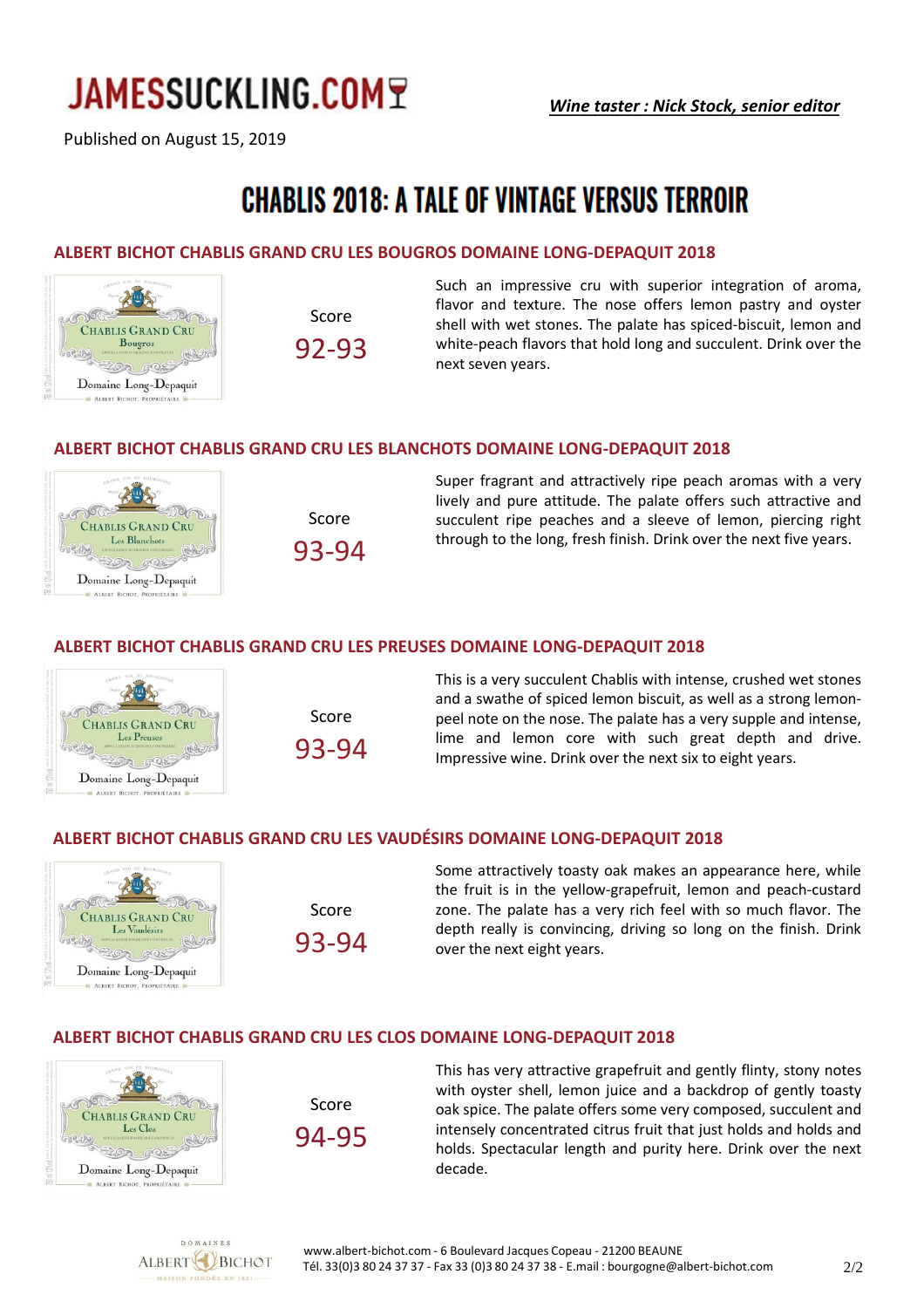# JAMESSUCKLING.COM

***Wine taster : Nick Stock, senior editor***

Published on August 15, 2019

## CHABLIS 2018: A TALE OF VINTAGE VERSUS TERROIR

### ALBERT BICHOT CHABLIS GRAND CRU LES BOUGROS DOMAINE LONG-DEPAQUIT 2018

Score
92-93

Such an impressive cru with superior integration of aroma, flavor and texture. The nose offers lemon pastry and oyster shell with wet stones. The palate has spiced-biscuit, lemon and white-peach flavors that hold long and succulent. Drink over the next seven years.

### ALBERT BICHOT CHABLIS GRAND CRU LES BLANCHOTS DOMAINE LONG-DEPAQUIT 2018

Score
93-94

Super fragrant and attractively ripe peach aromas with a very lively and pure attitude. The palate offers such attractive and succulent ripe peaches and a sleeve of lemon, piercing right through to the long, fresh finish. Drink over the next five years.

### ALBERT BICHOT CHABLIS GRAND CRU LES PREUSES DOMAINE LONG-DEPAQUIT 2018

Score
93-94

This is a very succulent Chablis with intense, crushed wet stones and a swathe of spiced lemon biscuit, as well as a strong lemon-peel note on the nose. The palate has a very supple and intense, lime and lemon core with such great depth and drive. Impressive wine. Drink over the next six to eight years.

### ALBERT BICHOT CHABLIS GRAND CRU LES VAUDÉSIRS DOMAINE LONG-DEPAQUIT 2018

Score
93-94

Some attractively toasty oak makes an appearance here, while the fruit is in the yellow-grapefruit, lemon and peach-custard zone. The palate has a very rich feel with so much flavor. The depth really is convincing, driving so long on the finish. Drink over the next eight years.

### ALBERT BICHOT CHABLIS GRAND CRU LES CLOS DOMAINE LONG-DEPAQUIT 2018

Score
94-95

This has very attractive grapefruit and gently flinty, stony notes with oyster shell, lemon juice and a backdrop of gently toasty oak spice. The palate offers some very composed, succulent and intensely concentrated citrus fruit that just holds and holds and holds. Spectacular length and purity here. Drink over the next decade.

www.albert-bichot.com - 6 Boulevard Jacques Copeau - 21200 BEAUNE
Tél. 33(0)3 80 24 37 37 - Fax 33 (0)3 80 24 37 38 - E.mail : bourgogne@albert-bichot.com